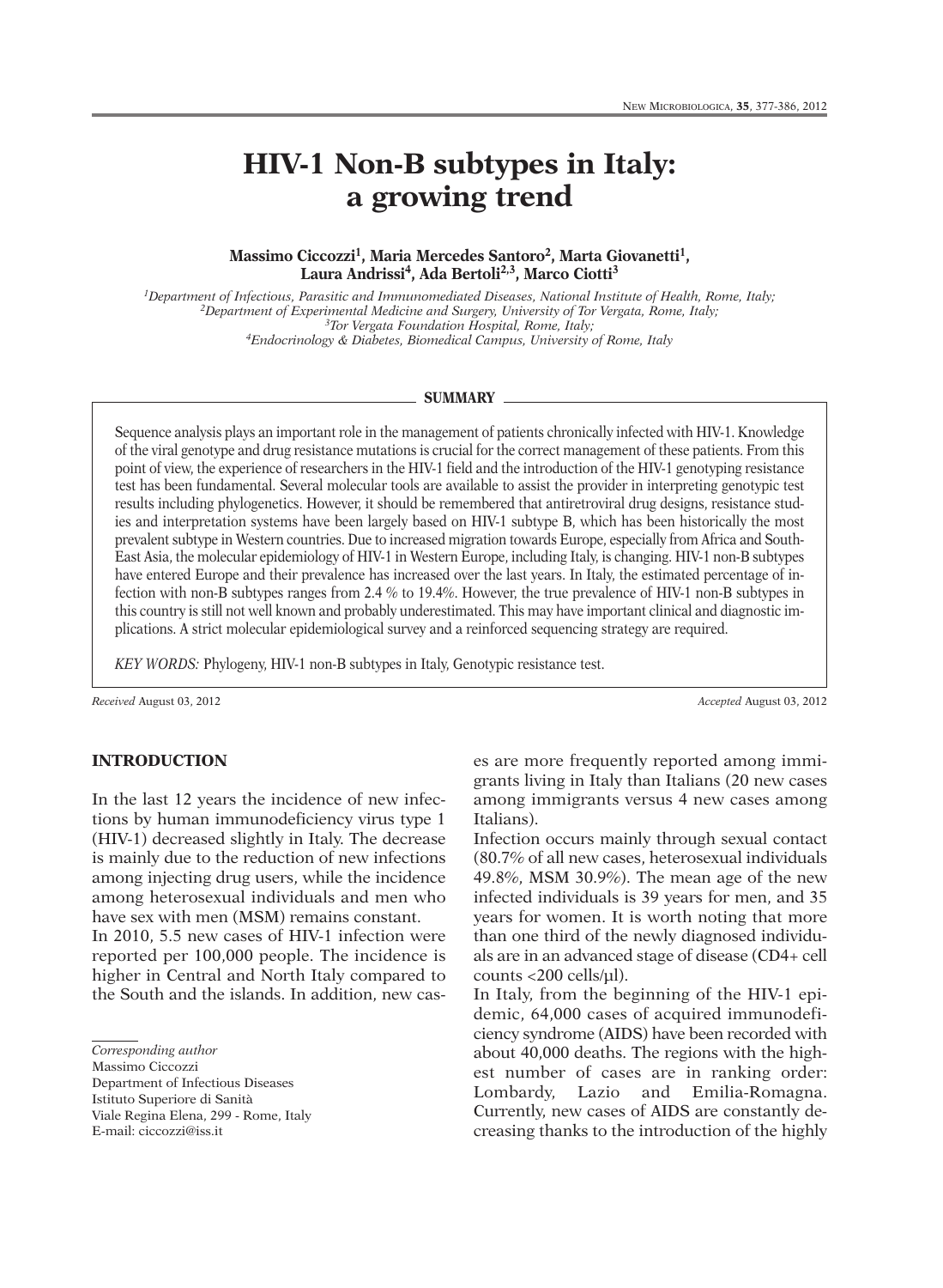# HIV-1 Non-B subtypes in Italy: a growing trend

**Massimo Ciccozzi[1], Maria Mercedes Santoro[2], Marta Giovanetti[1], Laura Andrissi[4], Ada Bertoli[2,3], Marco Ciotti[3]**

[1]*Department of Infectious, Parasitic and Immunomediated Diseases, National Institute of Health, Rome, Italy;*
[2]*Department of Experimental Medicine and Surgery, University of Tor Vergata, Rome, Italy;*
[3]*Tor Vergata Foundation Hospital, Rome, Italy;*
[4]*Endocrinology & Diabetes, Biomedical Campus, University of Rome, Italy*

## SUMMARY

Sequence analysis plays an important role in the management of patients chronically infected with HIV-1. Knowledge of the viral genotype and drug resistance mutations is crucial for the correct management of these patients. From this point of view, the experience of researchers in the HIV-1 field and the introduction of the HIV-1 genotyping resistance test has been fundamental. Several molecular tools are available to assist the provider in interpreting genotypic test results including phylogenetics. However, it should be remembered that antiretroviral drug designs, resistance studies and interpretation systems have been largely based on HIV-1 subtype B, which has been historically the most prevalent subtype in Western countries. Due to increased migration towards Europe, especially from Africa and South-East Asia, the molecular epidemiology of HIV-1 in Western Europe, including Italy, is changing. HIV-1 non-B subtypes have entered Europe and their prevalence has increased over the last years. In Italy, the estimated percentage of infection with non-B subtypes ranges from 2.4 % to 19.4%. However, the true prevalence of HIV-1 non-B subtypes in this country is still not well known and probably underestimated. This may have important clinical and diagnostic implications. A strict molecular epidemiological survey and a reinforced sequencing strategy are required.

*KEY WORDS:* Phylogeny, HIV-1 non-B subtypes in Italy, Genotypic resistance test.

*Received* August 03, 2012 *Accepted* August 03, 2012

## INTRODUCTION

In the last 12 years the incidence of new infections by human immunodeficiency virus type 1 (HIV-1) decreased slightly in Italy. The decrease is mainly due to the reduction of new infections among injecting drug users, while the incidence among heterosexual individuals and men who have sex with men (MSM) remains constant.

In 2010, 5.5 new cases of HIV-1 infection were reported per 100,000 people. The incidence is higher in Central and North Italy compared to the South and the islands. In addition, new cases are more frequently reported among immigrants living in Italy than Italians (20 new cases among immigrants versus 4 new cases among Italians).

Infection occurs mainly through sexual contact (80.7% of all new cases, heterosexual individuals 49.8%, MSM 30.9%). The mean age of the new infected individuals is 39 years for men, and 35 years for women. It is worth noting that more than one third of the newly diagnosed individuals are in an advanced stage of disease (CD4+ cell counts <200 cells/µl).

In Italy, from the beginning of the HIV-1 epidemic, 64,000 cases of acquired immunodeficiency syndrome (AIDS) have been recorded with about 40,000 deaths. The regions with the highest number of cases are in ranking order: Lombardy, Lazio and Emilia-Romagna. Currently, new cases of AIDS are constantly decreasing thanks to the introduction of the highly

*Corresponding author*
Massimo Ciccozzi
Department of Infectious Diseases
Istituto Superiore di Sanità
Viale Regina Elena, 299 - Rome, Italy
E-mail: ciccozzi@iss.it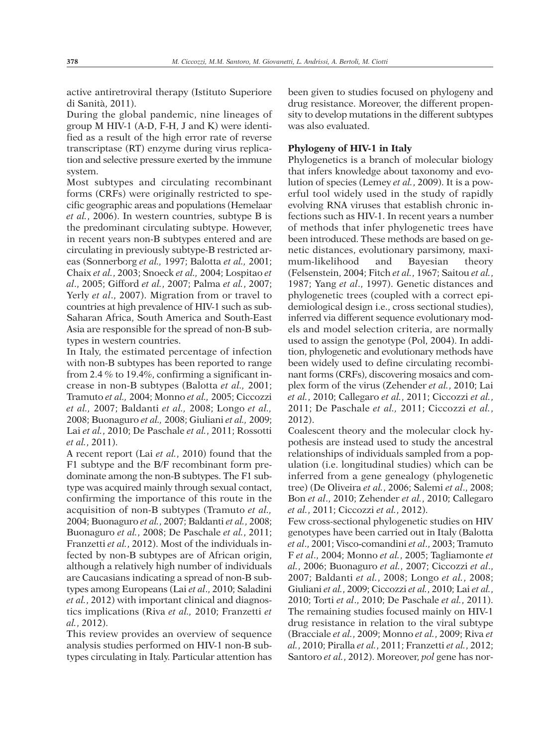active antiretroviral therapy (Istituto Superiore di Sanità, 2011).

During the global pandemic, nine lineages of group M HIV-1 (A-D, F-H, J and K) were identified as a result of the high error rate of reverse transcriptase (RT) enzyme during virus replication and selective pressure exerted by the immune system.

Most subtypes and circulating recombinant forms (CRFs) were originally restricted to specific geographic areas and populations (Hemelaar *et al.*, 2006). In western countries, subtype B is the predominant circulating subtype. However, in recent years non-B subtypes entered and are circulating in previously subtype-B restricted areas (Sonnerborg *et al.,* 1997; Balotta *et al.,* 2001; Chaix *et al.*, 2003; Snoeck *et al.,* 2004; Lospitao *et al*., 2005; Gifford *et al.*, 2007; Palma *et al.*, 2007; Yerly *et al*., 2007). Migration from or travel to countries at high prevalence of HIV-1 such as sub-Saharan Africa, South America and South-East Asia are responsible for the spread of non-B subtypes in western countries.

In Italy, the estimated percentage of infection with non-B subtypes has been reported to range from 2.4 % to 19.4%, confirming a significant increase in non-B subtypes (Balotta *et al.,* 2001; Tramuto *et al.,* 2004; Monno *et al.,* 2005; Ciccozzi *et al.,* 2007; Baldanti *et al.,* 2008; Longo *et al.,* 2008; Buonaguro *et al.,* 2008; Giuliani *et al.,* 2009; Lai *et al.*, 2010; De Paschale *et al.*, 2011; Rossotti *et al.*, 2011).

A recent report (Lai *et al.*, 2010) found that the F1 subtype and the B/F recombinant form predominate among the non-B subtypes. The F1 subtype was acquired mainly through sexual contact, confirming the importance of this route in the acquisition of non-B subtypes (Tramuto *et al.,* 2004; Buonaguro *et al.*, 2007; Baldanti *et al.*, 2008; Buonaguro *et al.*, 2008; De Paschale *et al.*, 2011; Franzetti *et al.*, 2012). Most of the individuals infected by non-B subtypes are of African origin, although a relatively high number of individuals are Caucasians indicating a spread of non-B subtypes among Europeans (Lai *et al*., 2010; Saladini *et al.*, 2012) with important clinical and diagnostics implications (Riva *et al.,* 2010; Franzetti *et al.*, 2012).

This review provides an overview of sequence analysis studies performed on HIV-1 non-B subtypes circulating in Italy. Particular attention has been given to studies focused on phylogeny and drug resistance. Moreover, the different propensity to develop mutations in the different subtypes was also evaluated.

## Phylogeny of HIV-1 in Italy

Phylogenetics is a branch of molecular biology that infers knowledge about taxonomy and evolution of species (Lemey *et al.*, 2009). It is a powerful tool widely used in the study of rapidly evolving RNA viruses that establish chronic infections such as HIV-1. In recent years a number of methods that infer phylogenetic trees have been introduced. These methods are based on genetic distances, evolutionary parsimony, maximum-likelihood and Bayesian theory (Felsenstein, 2004; Fitch *et al.*, 1967; Saitou *et al.*, 1987; Yang *et al*., 1997). Genetic distances and phylogenetic trees (coupled with a correct epidemiological design i.e., cross sectional studies), inferred via different sequence evolutionary models and model selection criteria, are normally used to assign the genotype (Pol, 2004). In addition, phylogenetic and evolutionary methods have been widely used to define circulating recombinant forms (CRFs), discovering mosaics and complex form of the virus (Zehender *et al.*, 2010; Lai *et al.*, 2010; Callegaro *et al.*, 2011; Ciccozzi *et al.*, 2011; De Paschale *et al.,* 2011; Ciccozzi *et al.*, 2012).

Coalescent theory and the molecular clock hypothesis are instead used to study the ancestral relationships of individuals sampled from a population (i.e. longitudinal studies) which can be inferred from a gene genealogy (phylogenetic tree) (De Oliveira *et al.*, 2006; Salemi *et al*., 2008; Bon *et al*., 2010; Zehender *et al.*, 2010; Callegaro *et al.*, 2011; Ciccozzi *et al.*, 2012).

Few cross-sectional phylogenetic studies on HIV genotypes have been carried out in Italy (Balotta *et al*., 2001; Visco-comandini *et al*., 2003; Tramuto F *et al*., 2004; Monno *et al.*, 2005; Tagliamonte *et al.*, 2006; Buonaguro *et al.*, 2007; Ciccozzi *et al*., 2007; Baldanti *et al.*, 2008; Longo *et al.*, 2008; Giuliani *et al.*, 2009; Ciccozzi *et al.*, 2010; Lai *et al.*, 2010; Torti *et al*., 2010; De Paschale *et al.*, 2011). The remaining studies focused mainly on HIV-1 drug resistance in relation to the viral subtype (Bracciale *et al.*, 2009; Monno *et al.*, 2009; Riva *et al.*, 2010; Piralla *et al.*, 2011; Franzetti *et al.*, 2012; Santoro *et al.*, 2012). Moreover, *pol* gene has nor-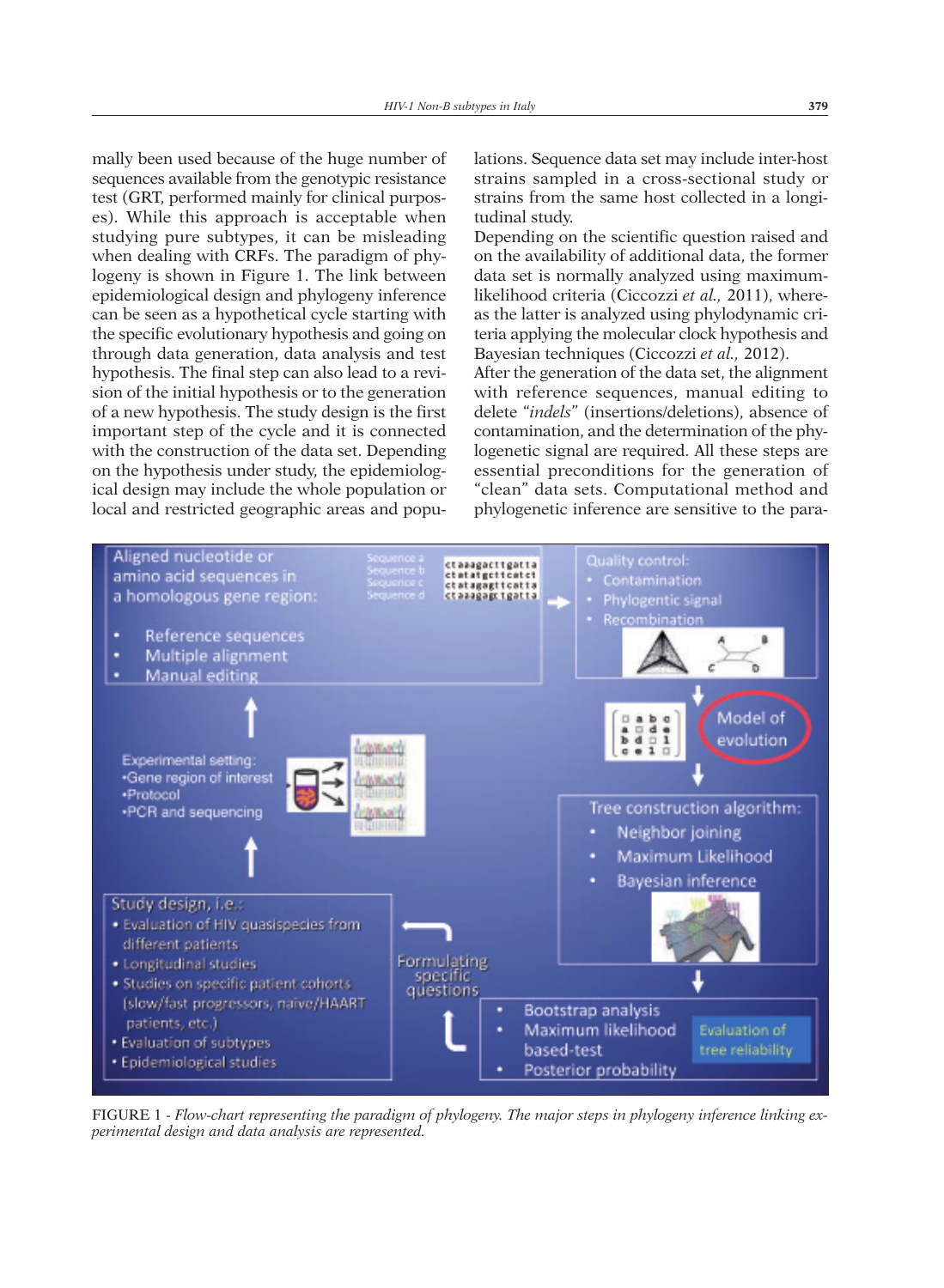mally been used because of the huge number of sequences available from the genotypic resistance test (GRT, performed mainly for clinical purposes). While this approach is acceptable when studying pure subtypes, it can be misleading when dealing with CRFs. The paradigm of phylogeny is shown in Figure 1. The link between epidemiological design and phylogeny inference can be seen as a hypothetical cycle starting with the specific evolutionary hypothesis and going on through data generation, data analysis and test hypothesis. The final step can also lead to a revision of the initial hypothesis or to the generation of a new hypothesis. The study design is the first important step of the cycle and it is connected with the construction of the data set. Depending on the hypothesis under study, the epidemiological design may include the whole population or local and restricted geographic areas and populations. Sequence data set may include inter-host strains sampled in a cross-sectional study or strains from the same host collected in a longitudinal study.

Depending on the scientific question raised and on the availability of additional data, the former data set is normally analyzed using maximum-likelihood criteria (Ciccozzi *et al.,* 2011), whereas the latter is analyzed using phylodynamic criteria applying the molecular clock hypothesis and Bayesian techniques (Ciccozzi *et al.,* 2012).

After the generation of the data set, the alignment with reference sequences, manual editing to delete *"indels"* (insertions/deletions), absence of contamination, and the determination of the phylogenetic signal are required. All these steps are essential preconditions for the generation of "clean" data sets. Computational method and phylogenetic inference are sensitive to the para-

FIGURE 1 - *Flow-chart representing the paradigm of phylogeny. The major steps in phylogeny inference linking experimental design and data analysis are represented.*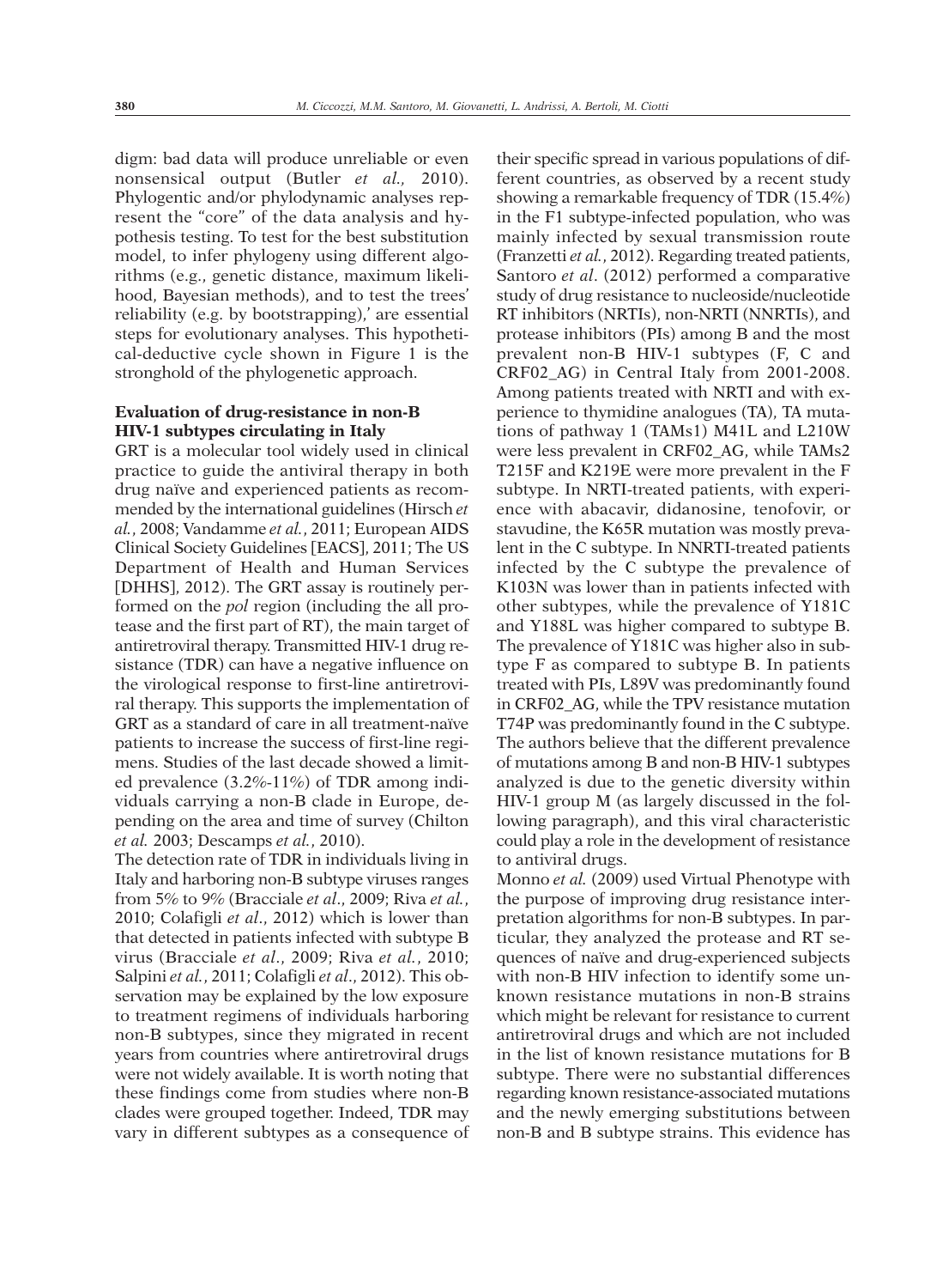digm: bad data will produce unreliable or even nonsensical output (Butler *et al.,* 2010). Phylogentic and/or phylodynamic analyses represent the "core" of the data analysis and hypothesis testing. To test for the best substitution model, to infer phylogeny using different algorithms (e.g., genetic distance, maximum likelihood, Bayesian methods), and to test the trees' reliability (e.g. by bootstrapping),' are essential steps for evolutionary analyses. This hypothetical-deductive cycle shown in Figure 1 is the stronghold of the phylogenetic approach.

### Evaluation of drug-resistance in non-B HIV-1 subtypes circulating in Italy

GRT is a molecular tool widely used in clinical practice to guide the antiviral therapy in both drug naïve and experienced patients as recommended by the international guidelines (Hirsch *et al.*, 2008; Vandamme *et al.*, 2011; European AIDS Clinical Society Guidelines [EACS], 2011; The US Department of Health and Human Services [DHHS], 2012). The GRT assay is routinely performed on the *pol* region (including the all protease and the first part of RT), the main target of antiretroviral therapy. Transmitted HIV-1 drug resistance (TDR) can have a negative influence on the virological response to first-line antiretroviral therapy. This supports the implementation of GRT as a standard of care in all treatment-naïve patients to increase the success of first-line regimens. Studies of the last decade showed a limited prevalence (3.2%-11%) of TDR among individuals carrying a non-B clade in Europe, depending on the area and time of survey (Chilton *et al.* 2003; Descamps *et al.*, 2010).

The detection rate of TDR in individuals living in Italy and harboring non-B subtype viruses ranges from 5% to 9% (Bracciale *et al*., 2009; Riva *et al.*, 2010; Colafigli *et al*., 2012) which is lower than that detected in patients infected with subtype B virus (Bracciale *et al*., 2009; Riva *et al.*, 2010; Salpini *et al.*, 2011; Colafigli *et al*., 2012). This observation may be explained by the low exposure to treatment regimens of individuals harboring non-B subtypes, since they migrated in recent years from countries where antiretroviral drugs were not widely available. It is worth noting that these findings come from studies where non-B clades were grouped together. Indeed, TDR may vary in different subtypes as a consequence of their specific spread in various populations of different countries, as observed by a recent study showing a remarkable frequency of TDR (15.4%) in the F1 subtype-infected population, who was mainly infected by sexual transmission route (Franzetti *et al.*, 2012). Regarding treated patients, Santoro *et al*. (2012) performed a comparative study of drug resistance to nucleoside/nucleotide RT inhibitors (NRTIs), non-NRTI (NNRTIs), and protease inhibitors (PIs) among B and the most prevalent non-B HIV-1 subtypes (F, C and CRF02_AG) in Central Italy from 2001-2008. Among patients treated with NRTI and with experience to thymidine analogues (TA), TA mutations of pathway 1 (TAMs1) M41L and L210W were less prevalent in CRF02_AG, while TAMs2 T215F and K219E were more prevalent in the F subtype. In NRTI-treated patients, with experience with abacavir, didanosine, tenofovir, or stavudine, the K65R mutation was mostly prevalent in the C subtype. In NNRTI-treated patients infected by the C subtype the prevalence of K103N was lower than in patients infected with other subtypes, while the prevalence of Y181C and Y188L was higher compared to subtype B. The prevalence of Y181C was higher also in subtype F as compared to subtype B. In patients treated with PIs, L89V was predominantly found in CRF02_AG, while the TPV resistance mutation T74P was predominantly found in the C subtype. The authors believe that the different prevalence of mutations among B and non-B HIV-1 subtypes analyzed is due to the genetic diversity within HIV-1 group M (as largely discussed in the following paragraph), and this viral characteristic could play a role in the development of resistance to antiviral drugs.

Monno *et al.* (2009) used Virtual Phenotype with the purpose of improving drug resistance interpretation algorithms for non-B subtypes. In particular, they analyzed the protease and RT sequences of naïve and drug-experienced subjects with non-B HIV infection to identify some unknown resistance mutations in non-B strains which might be relevant for resistance to current antiretroviral drugs and which are not included in the list of known resistance mutations for B subtype. There were no substantial differences regarding known resistance-associated mutations and the newly emerging substitutions between non-B and B subtype strains. This evidence has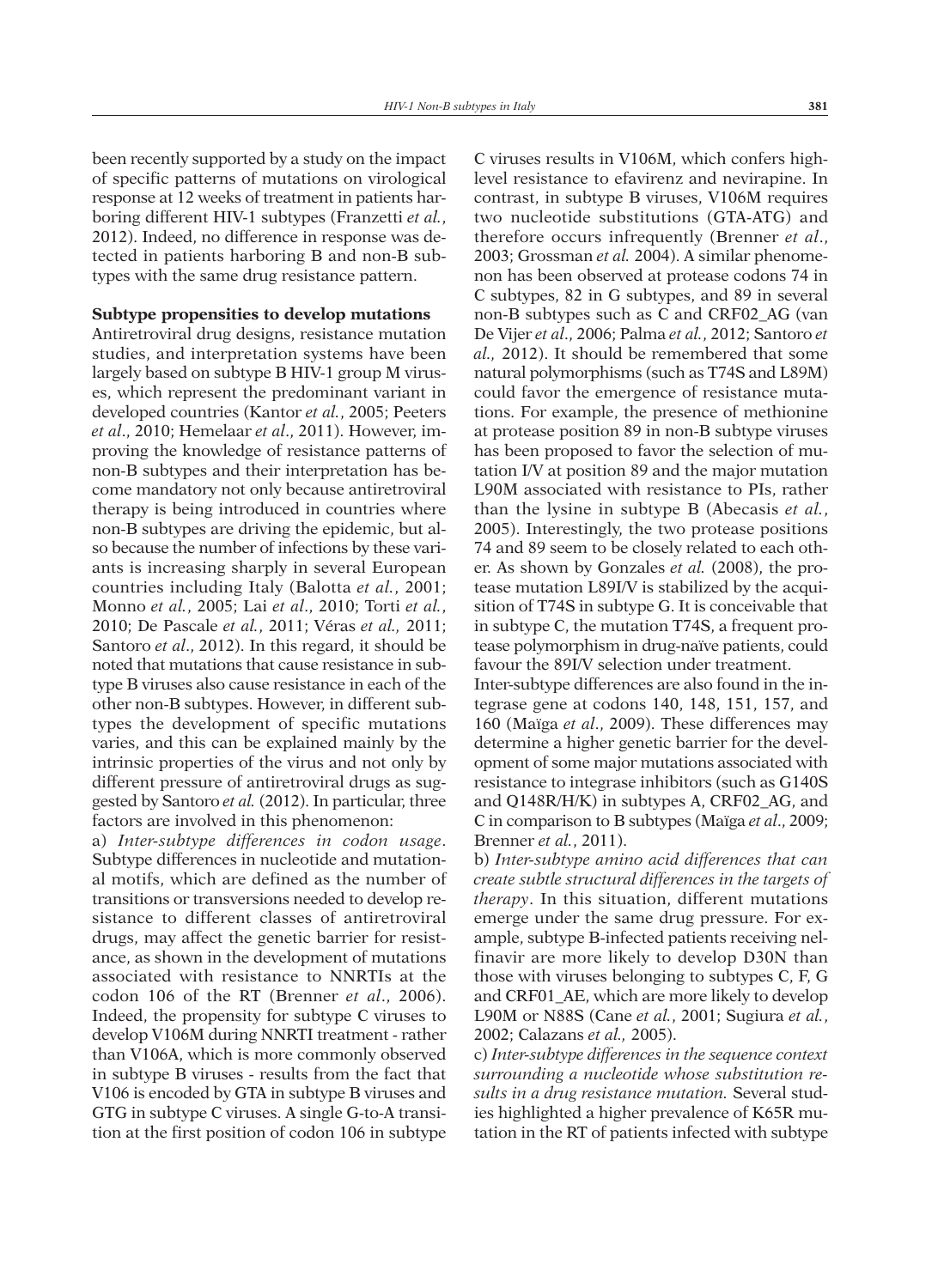been recently supported by a study on the impact of specific patterns of mutations on virological response at 12 weeks of treatment in patients harboring different HIV-1 subtypes (Franzetti *et al.*, 2012). Indeed, no difference in response was detected in patients harboring B and non-B subtypes with the same drug resistance pattern.

**Subtype propensities to develop mutations**

Antiretroviral drug designs, resistance mutation studies, and interpretation systems have been largely based on subtype B HIV-1 group M viruses, which represent the predominant variant in developed countries (Kantor *et al.*, 2005; Peeters *et al*., 2010; Hemelaar *et al*., 2011). However, improving the knowledge of resistance patterns of non-B subtypes and their interpretation has become mandatory not only because antiretroviral therapy is being introduced in countries where non-B subtypes are driving the epidemic, but also because the number of infections by these variants is increasing sharply in several European countries including Italy (Balotta *et al.*, 2001; Monno *et al.*, 2005; Lai *et al*., 2010; Torti *et al.*, 2010; De Pascale *et al.*, 2011; Véras *et al.,* 2011; Santoro *et al*., 2012). In this regard, it should be noted that mutations that cause resistance in subtype B viruses also cause resistance in each of the other non-B subtypes. However, in different subtypes the development of specific mutations varies, and this can be explained mainly by the intrinsic properties of the virus and not only by different pressure of antiretroviral drugs as suggested by Santoro *et al.* (2012). In particular, three factors are involved in this phenomenon:

a) *Inter-subtype differences in codon usage*. Subtype differences in nucleotide and mutational motifs, which are defined as the number of transitions or transversions needed to develop resistance to different classes of antiretroviral drugs, may affect the genetic barrier for resistance, as shown in the development of mutations associated with resistance to NNRTIs at the codon 106 of the RT (Brenner *et al*., 2006). Indeed, the propensity for subtype C viruses to develop V106M during NNRTI treatment - rather than V106A, which is more commonly observed in subtype B viruses - results from the fact that V106 is encoded by GTA in subtype B viruses and GTG in subtype C viruses. A single G-to-A transition at the first position of codon 106 in subtype C viruses results in V106M, which confers high-level resistance to efavirenz and nevirapine. In contrast, in subtype B viruses, V106M requires two nucleotide substitutions (GTA-ATG) and therefore occurs infrequently (Brenner *et al*., 2003; Grossman *et al.* 2004). A similar phenomenon has been observed at protease codons 74 in C subtypes, 82 in G subtypes, and 89 in several non-B subtypes such as C and CRF02_AG (van De Vijer *et al*., 2006; Palma *et al.*, 2012; Santoro *et al.,* 2012). It should be remembered that some natural polymorphisms (such as T74S and L89M) could favor the emergence of resistance mutations. For example, the presence of methionine at protease position 89 in non-B subtype viruses has been proposed to favor the selection of mutation I/V at position 89 and the major mutation L90M associated with resistance to PIs, rather than the lysine in subtype B (Abecasis *et al.*, 2005). Interestingly, the two protease positions 74 and 89 seem to be closely related to each other. As shown by Gonzales *et al.* (2008), the protease mutation L89I/V is stabilized by the acquisition of T74S in subtype G. It is conceivable that in subtype C, the mutation T74S, a frequent protease polymorphism in drug-naïve patients, could favour the 89I/V selection under treatment.

Inter-subtype differences are also found in the integrase gene at codons 140, 148, 151, 157, and 160 (Maïga *et al*., 2009). These differences may determine a higher genetic barrier for the development of some major mutations associated with resistance to integrase inhibitors (such as G140S and Q148R/H/K) in subtypes A, CRF02_AG, and C in comparison to B subtypes (Maïga *et al*., 2009; Brenner *et al.*, 2011).

b) *Inter-subtype amino acid differences that can create subtle structural differences in the targets of therapy*. In this situation, different mutations emerge under the same drug pressure. For example, subtype B-infected patients receiving nelfinavir are more likely to develop D30N than those with viruses belonging to subtypes C, F, G and CRF01_AE, which are more likely to develop L90M or N88S (Cane *et al.*, 2001; Sugiura *et al.*, 2002; Calazans *et al.,* 2005).

c) *Inter-subtype differences in the sequence context surrounding a nucleotide whose substitution results in a drug resistance mutation.* Several studies highlighted a higher prevalence of K65R mutation in the RT of patients infected with subtype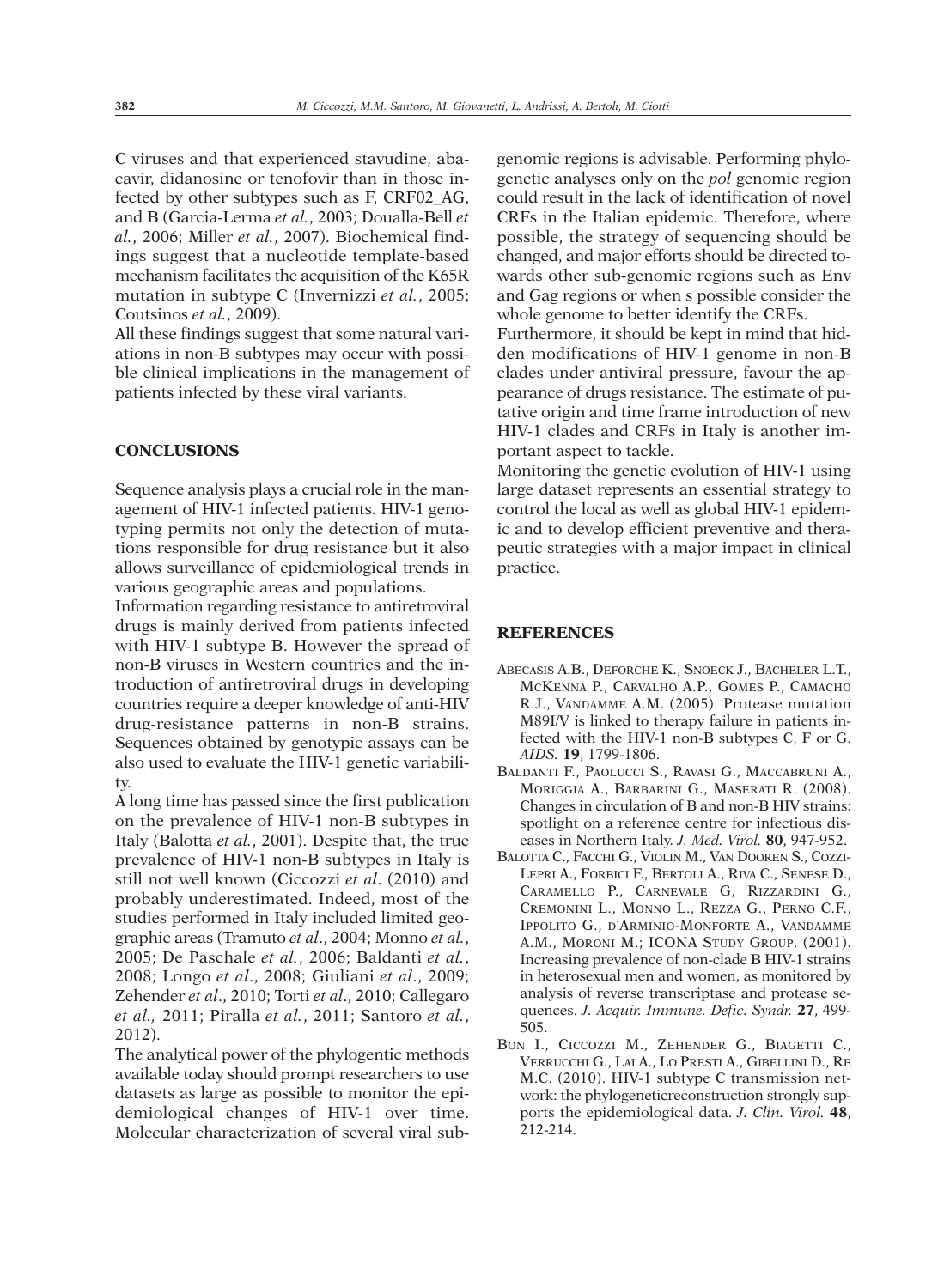C viruses and that experienced stavudine, abacavir, didanosine or tenofovir than in those infected by other subtypes such as F, CRF02_AG, and B (Garcia-Lerma *et al.*, 2003; Doualla-Bell *et al.*, 2006; Miller *et al.*, 2007). Biochemical findings suggest that a nucleotide template-based mechanism facilitates the acquisition of the K65R mutation in subtype C (Invernizzi *et al.*, 2005; Coutsinos *et al.*, 2009).

All these findings suggest that some natural variations in non-B subtypes may occur with possible clinical implications in the management of patients infected by these viral variants.

## CONCLUSIONS

Sequence analysis plays a crucial role in the management of HIV-1 infected patients. HIV-1 genotyping permits not only the detection of mutations responsible for drug resistance but it also allows surveillance of epidemiological trends in various geographic areas and populations.

Information regarding resistance to antiretroviral drugs is mainly derived from patients infected with HIV-1 subtype B. However the spread of non-B viruses in Western countries and the introduction of antiretroviral drugs in developing countries require a deeper knowledge of anti-HIV drug-resistance patterns in non-B strains. Sequences obtained by genotypic assays can be also used to evaluate the HIV-1 genetic variability.

A long time has passed since the first publication on the prevalence of HIV-1 non-B subtypes in Italy (Balotta *et al.*, 2001). Despite that, the true prevalence of HIV-1 non-B subtypes in Italy is still not well known (Ciccozzi *et al*. (2010) and probably underestimated. Indeed, most of the studies performed in Italy included limited geographic areas (Tramuto *et al*., 2004; Monno *et al.*, 2005; De Paschale *et al.*, 2006; Baldanti *et al.*, 2008; Longo *et al*., 2008; Giuliani *et al*., 2009; Zehender *et al*., 2010; Torti *et al*., 2010; Callegaro *et al.,* 2011; Piralla *et al.*, 2011; Santoro *et al.*, 2012).

The analytical power of the phylogentic methods available today should prompt researchers to use datasets as large as possible to monitor the epidemiological changes of HIV-1 over time. Molecular characterization of several viral subgenomic regions is advisable. Performing phylogenetic analyses only on the *pol* genomic region could result in the lack of identification of novel CRFs in the Italian epidemic. Therefore, where possible, the strategy of sequencing should be changed, and major efforts should be directed towards other sub-genomic regions such as Env and Gag regions or when s possible consider the whole genome to better identify the CRFs.

Furthermore, it should be kept in mind that hidden modifications of HIV-1 genome in non-B clades under antiviral pressure, favour the appearance of drugs resistance. The estimate of putative origin and time frame introduction of new HIV-1 clades and CRFs in Italy is another important aspect to tackle.

Monitoring the genetic evolution of HIV-1 using large dataset represents an essential strategy to control the local as well as global HIV-1 epidemic and to develop efficient preventive and therapeutic strategies with a major impact in clinical practice.

## REFERENCES

ABECASIS A.B., DEFORCHE K., SNOECK J., BACHELER L.T., MCKENNA P., CARVALHO A.P., GOMES P., CAMACHO R.J., VANDAMME A.M. (2005). Protease mutation M89I/V is linked to therapy failure in patients infected with the HIV-1 non-B subtypes C, F or G. *AIDS.* **19**, 1799-1806.

BALDANTI F., PAOLUCCI S., RAVASI G., MACCABRUNI A., MORIGGIA A., BARBARINI G., MASERATI R. (2008). Changes in circulation of B and non-B HIV strains: spotlight on a reference centre for infectious diseases in Northern Italy. *J. Med. Virol.* **80**, 947-952.

BALOTTA C., FACCHI G., VIOLIN M., VAN DOOREN S., COZZI-LEPRI A., FORBICI F., BERTOLI A., RIVA C., SENESE D., CARAMELLO P., CARNEVALE G, RIZZARDINI G., CREMONINI L., MONNO L., REZZA G., PERNO C.F., IPPOLITO G., D'ARMINIO-MONFORTE A., VANDAMME A.M., MORONI M.; ICONA STUDY GROUP. (2001). Increasing prevalence of non-clade B HIV-1 strains in heterosexual men and women, as monitored by analysis of reverse transcriptase and protease sequences. *J. Acquir. Immune. Defic. Syndr.* **27**, 499-505.

BON I., CICCOZZI M., ZEHENDER G., BIAGETTI C., VERRUCCHI G., LAI A., LO PRESTI A., GIBELLINI D., RE M.C. (2010). HIV-1 subtype C transmission network: the phylogeneticreconstruction strongly supports the epidemiological data. *J. Clin. Virol.* **48**, 212-214.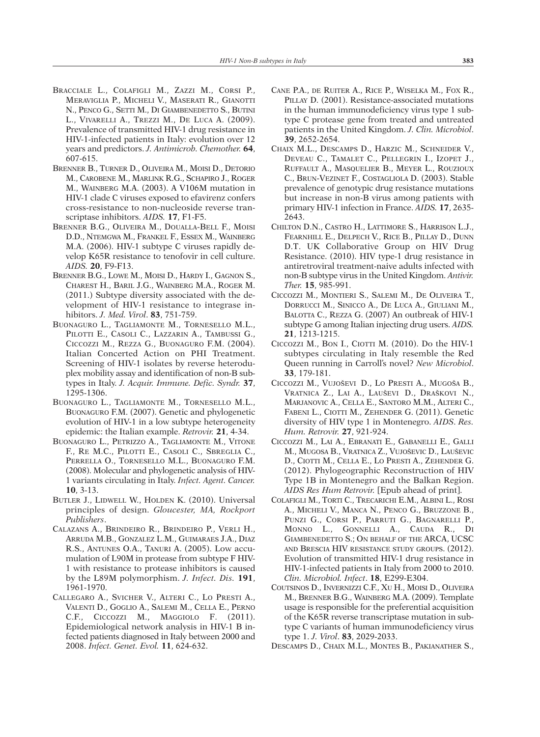Bracciale L., Colafigli M., Zazzi M., Corsi P., Meraviglia P., Micheli V., Maserati R., Gianotti N., Penco G., Setti M., Di Giambenedetto S., Butini L., Vivarelli A., Trezzi M., De Luca A. (2009). Prevalence of transmitted HIV-1 drug resistance in HIV-1-infected patients in Italy: evolution over 12 years and predictors. *J. Antimicrob. Chemother.* **64**, 607-615.

Brenner B., Turner D., Oliveira M., Moisi D., Detorio M., Carobene M., Marlink R.G., Schapiro J., Roger M., Wainberg M.A. (2003). A V106M mutation in HIV-1 clade C viruses exposed to efavirenz confers cross-resistance to non-nucleoside reverse transcriptase inhibitors. *AIDS.* **17**, F1-F5.

Brenner B.G., Oliveira M., Doualla-Bell F., Moisi D.D., Ntemgwa M., Frankel F., Essex M., Wainberg M.A. (2006). HIV-1 subtype C viruses rapidly develop K65R resistance to tenofovir in cell culture. *AIDS.* **20**, F9-F13.

Brenner B.G., Lowe M., Moisi D., Hardy I., Gagnon S., Charest H., Baril J.G., Wainberg M.A., Roger M. (2011.) Subtype diversity associated with the development of HIV-1 resistance to integrase inhibitors. *J. Med. Virol*. **83**, 751-759.

Buonaguro L., Tagliamonte M., Tornesello M.L., Pilotti E., Casoli C., Lazzarin A., Tambussi G., Ciccozzi M., Rezza G., Buonaguro F.M. (2004). Italian Concerted Action on PHI Treatment. Screening of HIV-1 isolates by reverse heteroduplex mobility assay and identification of non-B subtypes in Italy. *J. Acquir. Immune. Defic. Syndr.* **37**, 1295-1306.

Buonaguro L., Tagliamonte M., Tornesello M.L., Buonaguro F.M. (2007). Genetic and phylogenetic evolution of HIV-1 in a low subtype heterogeneity epidemic: the Italian example. *Retrovir.* **21**, 4-34.

Buonaguro L., Petrizzo A., Tagliamonte M., Vitone F., Re M.C., Pilotti E., Casoli C., Sbreglia C., Perrella O., Tornesello M.L., Buonaguro F.M. (2008). Molecular and phylogenetic analysis of HIV-1 variants circulating in Italy. *Infect. Agent. Cancer.* **10**, 3-13.

Butler J., Lidwell W., Holden K. (2010). Universal principles of design. *Gloucester, MA, Rockport Publishers*.

Calazans A., Brindeiro R., Brindeiro P., Verli H., Arruda M.B., Gonzalez L.M., Guimaraes J.A., Diaz R.S., Antunes O.A., Tanuri A. (2005). Low accumulation of L90M in protease from subtype F HIV-1 with resistance to protease inhibitors is caused by the L89M polymorphism. *J. Infect. Dis.* **191**, 1961-1970.

Callegaro A., Svicher V., Alteri C., Lo Presti A., Valenti D., Goglio A., Salemi M., Cella E., Perno C.F., Ciccozzi M., Maggiolo F. (2011). Epidemiological network analysis in HIV-1 B infected patients diagnosed in Italy between 2000 and 2008. *Infect. Genet. Evol.* **11**, 624-632.

Cane P.A., de Ruiter A., Rice P., Wiselka M., Fox R., Pillay D. (2001). Resistance-associated mutations in the human immunodeficiency virus type 1 subtype C protease gene from treated and untreated patients in the United Kingdom. *J. Clin. Microbiol*. **39**, 2652-2654.

Chaix M.L., Descamps D., Harzic M., Schneider V., Deveau C., Tamalet C., Pellegrin I., Izopet J., Ruffault A., Masquelier B., Meyer L., Rouzioux C., Brun-Vezinet F., Costagliola D. (2003). Stable prevalence of genotypic drug resistance mutations but increase in non-B virus among patients with primary HIV-1 infection in France. *AIDS.* **17**, 2635-2643.

Chilton D.N., Castro H., Lattimore S., Harrison L.J., Fearnhill E., Delpech V., Rice B., Pillay D., Dunn D.T. UK Collaborative Group on HIV Drug Resistance. (2010). HIV type-1 drug resistance in antiretroviral treatment-naive adults infected with non-B subtype virus in the United Kingdom. *Antivir. Ther.* **15**, 985-991.

Ciccozzi M., Montieri S., Salemi M., De Oliveira T., Dorrucci M., Sinicco A., De Luca A., Giuliani M., Balotta C., Rezza G. (2007) An outbreak of HIV-1 subtype G among Italian injecting drug users. *AIDS.* **21**, 1213-1215.

Ciccozzi M., Bon I., Ciotti M. (2010). Do the HIV-1 subtypes circulating in Italy resemble the Red Queen running in Carroll's novel? *New Microbiol*. **33**, 179-181.

Ciccozzi M., Vujoševi D., Lo Presti A., Mugoša B., Vratnica Z., Lai A., Lauševi D., Draškovi N., Marjanovic A., Cella E., Santoro M.M., Alteri C., Fabeni L., Ciotti M., Zehender G. (2011). Genetic diversity of HIV type 1 in Montenegro. *AIDS. Res. Hum. Retrovir.* **27**, 921-924.

Ciccozzi M., Lai A., Ebranati E., Gabanelli E., Galli M., Mugosa B., Vratnica Z., Vujoševic D., Laušević D., Ciotti M., Cella E., Lo Presti A., Zehender G. (2012). Phylogeographic Reconstruction of HIV Type 1B in Montenegro and the Balkan Region. *AIDS Res Hum Retrovir.* [Epub ahead of print].

Colafigli M., Torti C., Trecarichi E.M., Albini L., Rosi A., Micheli V., Manca N., Penco G., Bruzzone B., Punzi G., Corsi P., Parruti G., Bagnarelli P., Monno L., Gonnelli A., Cauda R., Di Giambenedetto S.; On behalf of the ARCA, UCSC and Brescia HIV resistance study groups. (2012). Evolution of transmitted HIV-1 drug resistance in HIV-1-infected patients in Italy from 2000 to 2010. *Clin. Microbiol. Infect*. **18**, E299-E304.

Coutsinos D., Invernizzi C.F., Xu H., Moisi D., Oliveira M., Brenner B.G., Wainberg M.A. (2009). Template usage is responsible for the preferential acquisition of the K65R reverse transcriptase mutation in subtype C variants of human immunodeficiency virus type 1. *J. Virol*. **83**, 2029-2033.

Descamps D., Chaix M.L., Montes B., Pakianather S.,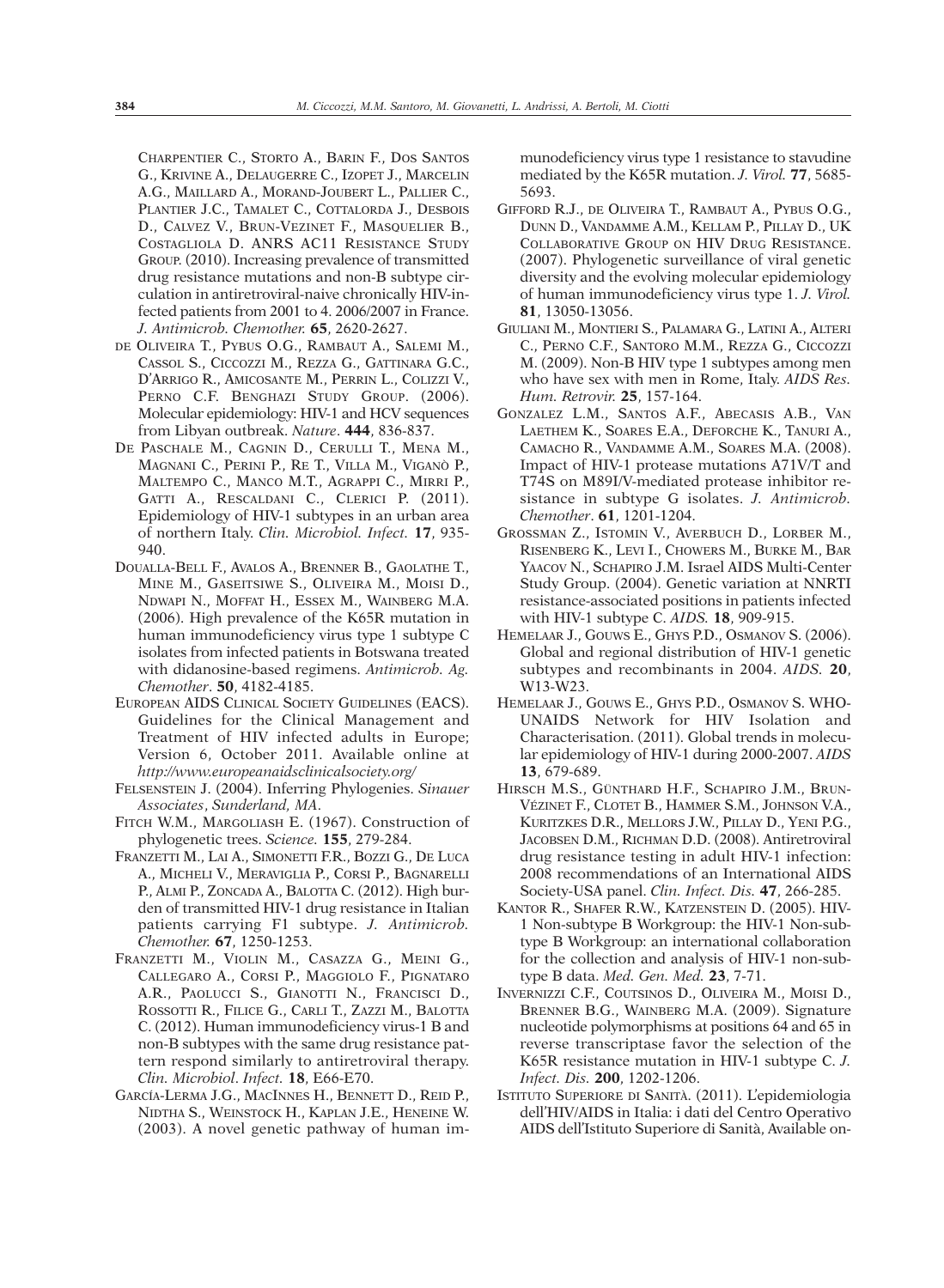Charpentier C., Storto A., Barin F., Dos Santos G., Krivine A., Delaugerre C., Izopet J., Marcelin A.G., Maillard A., Morand-Joubert L., Pallier C., Plantier J.C., Tamalet C., Cottalorda J., Desbois D., Calvez V., Brun-Vezinet F., Masquelier B., Costagliola D. ANRS AC11 Resistance Study Group. (2010). Increasing prevalence of transmitted drug resistance mutations and non-B subtype circulation in antiretroviral-naive chronically HIV-infected patients from 2001 to 4. 2006/2007 in France. *J. Antimicrob. Chemother.* **65**, 2620-2627.

de Oliveira T., Pybus O.G., Rambaut A., Salemi M., Cassol S., Ciccozzi M., Rezza G., Gattinara G.C., D'Arrigo R., Amicosante M., Perrin L., Colizzi V., Perno C.F. Benghazi Study Group. (2006). Molecular epidemiology: HIV-1 and HCV sequences from Libyan outbreak. *Nature*. **444**, 836-837.

De Paschale M., Cagnin D., Cerulli T., Mena M., Magnani C., Perini P., Re T., Villa M., Viganò P., Maltempo C., Manco M.T., Agrappi C., Mirri P., Gatti A., Rescaldani C., Clerici P. (2011). Epidemiology of HIV-1 subtypes in an urban area of northern Italy. *Clin. Microbiol. Infect.* **17**, 935-940.

Doualla-Bell F., Avalos A., Brenner B., Gaolathe T., Mine M., Gaseitsiwe S., Oliveira M., Moisi D., Ndwapi N., Moffat H., Essex M., Wainberg M.A. (2006). High prevalence of the K65R mutation in human immunodeficiency virus type 1 subtype C isolates from infected patients in Botswana treated with didanosine-based regimens. *Antimicrob. Ag. Chemother*. **50**, 4182-4185.

European AIDS Clinical Society Guidelines (EACS). Guidelines for the Clinical Management and Treatment of HIV infected adults in Europe; Version 6, October 2011. Available online at *http://www.europeanaidsclinicalsociety.org/*

Felsenstein J. (2004). Inferring Phylogenies. *Sinauer Associates, Sunderland, MA*.

Fitch W.M., Margoliash E. (1967). Construction of phylogenetic trees. *Science.* **155**, 279-284.

Franzetti M., Lai A., Simonetti F.R., Bozzi G., De Luca A., Micheli V., Meraviglia P., Corsi P., Bagnarelli P., Almi P., Zoncada A., Balotta C. (2012). High burden of transmitted HIV-1 drug resistance in Italian patients carrying F1 subtype. *J. Antimicrob. Chemother.* **67**, 1250-1253.

Franzetti M., Violin M., Casazza G., Meini G., Callegaro A., Corsi P., Maggiolo F., Pignataro A.R., Paolucci S., Gianotti N., Francisci D., Rossotti R., Filice G., Carli T., Zazzi M., Balotta C. (2012). Human immunodeficiency virus-1 B and non-B subtypes with the same drug resistance pattern respond similarly to antiretroviral therapy. *Clin. Microbiol. Infect.* **18**, E66-E70.

García-Lerma J.G., MacInnes H., Bennett D., Reid P., Nidtha S., Weinstock H., Kaplan J.E., Heneine W. (2003). A novel genetic pathway of human immunodeficiency virus type 1 resistance to stavudine mediated by the K65R mutation. *J. Virol.* **77**, 5685-5693.

Gifford R.J., de Oliveira T., Rambaut A., Pybus O.G., Dunn D., Vandamme A.M., Kellam P., Pillay D., UK Collaborative Group on HIV Drug Resistance. (2007). Phylogenetic surveillance of viral genetic diversity and the evolving molecular epidemiology of human immunodeficiency virus type 1. *J. Virol.* **81**, 13050-13056.

Giuliani M., Montieri S., Palamara G., Latini A., Alteri C., Perno C.F., Santoro M.M., Rezza G., Ciccozzi M. (2009). Non-B HIV type 1 subtypes among men who have sex with men in Rome, Italy. *AIDS Res. Hum. Retrovir.* **25**, 157-164.

Gonzalez L.M., Santos A.F., Abecasis A.B., Van Laethem K., Soares E.A., Deforche K., Tanuri A., Camacho R., Vandamme A.M., Soares M.A. (2008). Impact of HIV-1 protease mutations A71V/T and T74S on M89I/V-mediated protease inhibitor resistance in subtype G isolates. *J. Antimicrob. Chemother*. **61**, 1201-1204.

Grossman Z., Istomin V., Averbuch D., Lorber M., Risenberg K., Levi I., Chowers M., Burke M., Bar Yaacov N., Schapiro J.M. Israel AIDS Multi-Center Study Group. (2004). Genetic variation at NNRTI resistance-associated positions in patients infected with HIV-1 subtype C. *AIDS.* **18**, 909-915.

Hemelaar J., Gouws E., Ghys P.D., Osmanov S. (2006). Global and regional distribution of HIV-1 genetic subtypes and recombinants in 2004. *AIDS.* **20**, W13-W23.

Hemelaar J., Gouws E., Ghys P.D., Osmanov S. WHO-UNAIDS Network for HIV Isolation and Characterisation. (2011). Global trends in molecular epidemiology of HIV-1 during 2000-2007. *AIDS* **13**, 679-689.

Hirsch M.S., Günthard H.F., Schapiro J.M., Brun-Vézinet F., Clotet B., Hammer S.M., Johnson V.A., Kuritzkes D.R., Mellors J.W., Pillay D., Yeni P.G., Jacobsen D.M., Richman D.D. (2008). Antiretroviral drug resistance testing in adult HIV-1 infection: 2008 recommendations of an International AIDS Society-USA panel. *Clin. Infect. Dis.* **47**, 266-285.

Kantor R., Shafer R.W., Katzenstein D. (2005). HIV-1 Non-subtype B Workgroup: the HIV-1 Non-subtype B Workgroup: an international collaboration for the collection and analysis of HIV-1 non-subtype B data. *Med. Gen. Med.* **23**, 7-71.

Invernizzi C.F., Coutsinos D., Oliveira M., Moisi D., Brenner B.G., Wainberg M.A. (2009). Signature nucleotide polymorphisms at positions 64 and 65 in reverse transcriptase favor the selection of the K65R resistance mutation in HIV-1 subtype C. *J. Infect. Dis.* **200**, 1202-1206.

Istituto Superiore di Sanità. (2011). L'epidemiologia dell'HIV/AIDS in Italia: i dati del Centro Operativo AIDS dell'Istituto Superiore di Sanità, Available on-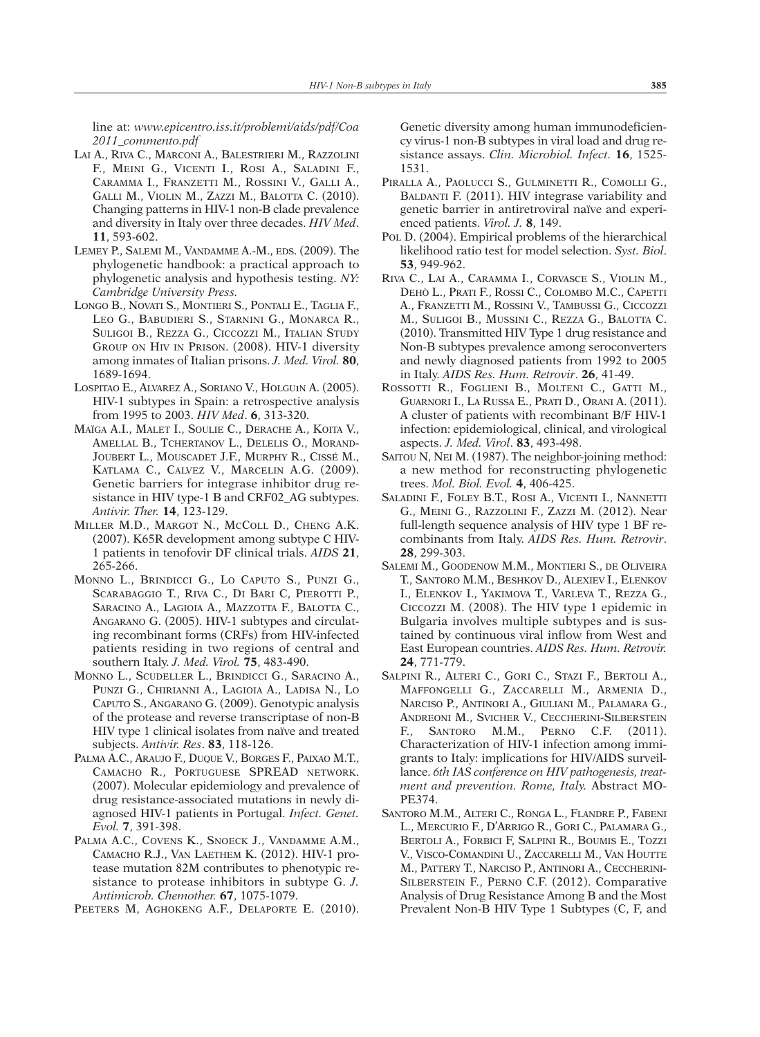line at: *www.epicentro.iss.it/problemi/aids/pdf/Coa 2011_commento.pdf*

Lai A., Riva C., Marconi A., Balestrieri M., Razzolini F., Meini G., Vicenti I., Rosi A., Saladini F., Caramma I., Franzetti M., Rossini V., Galli A., Galli M., Violin M., Zazzi M., Balotta C. (2010). Changing patterns in HIV-1 non-B clade prevalence and diversity in Italy over three decades. *HIV Med*. **11**, 593-602.

Lemey P., Salemi M., Vandamme A.-M., eds. (2009). The phylogenetic handbook: a practical approach to phylogenetic analysis and hypothesis testing. *NY: Cambridge University Press.*

Longo B., Novati S., Montieri S., Pontali E., Taglia F., Leo G., Babudieri S., Starnini G., Monarca R., Suligoi B., Rezza G., Ciccozzi M., Italian Study Group on Hiv in Prison. (2008). HIV-1 diversity among inmates of Italian prisons. *J. Med. Virol.* **80**, 1689-1694.

Lospitao E., Alvarez A., Soriano V., Holguin A. (2005). HIV-1 subtypes in Spain: a retrospective analysis from 1995 to 2003. *HIV Med*. **6**, 313-320.

Maïga A.I., Malet I., Soulie C., Derache A., Koita V., Amellal B., Tchertanov L., Delelis O., Morand-Joubert L., Mouscadet J.F., Murphy R., Cissé M., Katlama C., Calvez V., Marcelin A.G. (2009). Genetic barriers for integrase inhibitor drug resistance in HIV type-1 B and CRF02_AG subtypes. *Antivir. Ther.* **14**, 123-129.

Miller M.D., Margot N., McColl D., Cheng A.K. (2007). K65R development among subtype C HIV-1 patients in tenofovir DF clinical trials. *AIDS* **21**, 265-266.

Monno L., Brindicci G., Lo Caputo S., Punzi G., Scarabaggio T., Riva C., Di Bari C, Pierotti P., Saracino A., Lagioia A., Mazzotta F., Balotta C., Angarano G. (2005). HIV-1 subtypes and circulating recombinant forms (CRFs) from HIV-infected patients residing in two regions of central and southern Italy. *J. Med. Virol.* **75**, 483-490.

Monno L., Scudeller L., Brindicci G., Saracino A., Punzi G., Chirianni A., Lagioia A., Ladisa N., Lo Caputo S., Angarano G. (2009). Genotypic analysis of the protease and reverse transcriptase of non-B HIV type 1 clinical isolates from naïve and treated subjects. *Antivir. Res*. **83**, 118-126.

Palma A.C., Araujo F., Duque V., Borges F., Paixao M.T., Camacho R., Portuguese SPREAD network. (2007). Molecular epidemiology and prevalence of drug resistance-associated mutations in newly diagnosed HIV-1 patients in Portugal. *Infect. Genet. Evol.* **7**, 391-398.

Palma A.C., Covens K., Snoeck J., Vandamme A.M., Camacho R.J., Van Laethem K. (2012). HIV-1 protease mutation 82M contributes to phenotypic resistance to protease inhibitors in subtype G. *J. Antimicrob. Chemother.* **67**, 1075-1079.

Peeters M, Aghokeng A.F., Delaporte E. (2010). Genetic diversity among human immunodeficiency virus-1 non-B subtypes in viral load and drug resistance assays. *Clin. Microbiol. Infect*. **16**, 1525-1531.

Piralla A., Paolucci S., Gulminetti R., Comolli G., Baldanti F. (2011). HIV integrase variability and genetic barrier in antiretroviral naïve and experienced patients. *Virol. J.* **8**, 149.

Pol D. (2004). Empirical problems of the hierarchical likelihood ratio test for model selection. *Syst. Biol*. **53**, 949-962.

Riva C., Lai A., Caramma I., Corvasce S., Violin M., Dehò L., Prati F., Rossi C., Colombo M.C., Capetti A., Franzetti M., Rossini V., Tambussi G., Ciccozzi M., Suligoi B., Mussini C., Rezza G., Balotta C. (2010). Transmitted HIV Type 1 drug resistance and Non-B subtypes prevalence among seroconverters and newly diagnosed patients from 1992 to 2005 in Italy. *AIDS Res. Hum. Retrovir*. **26**, 41-49.

Rossotti R., Foglieni B., Molteni C., Gatti M., Guarnori I., La Russa E., Prati D., Orani A. (2011). A cluster of patients with recombinant B/F HIV-1 infection: epidemiological, clinical, and virological aspects. *J. Med. Virol*. **83**, 493-498.

Saitou N, Nei M. (1987). The neighbor-joining method: a new method for reconstructing phylogenetic trees. *Mol. Biol. Evol.* **4**, 406-425.

Saladini F., Foley B.T., Rosi A., Vicenti I., Nannetti G., Meini G., Razzolini F., Zazzi M. (2012). Near full-length sequence analysis of HIV type 1 BF recombinants from Italy. *AIDS Res. Hum. Retrovir*. **28**, 299-303.

Salemi M., Goodenow M.M., Montieri S., de Oliveira T., Santoro M.M., Beshkov D., Alexiev I., Elenkov I., Elenkov I., Yakimova T., Varleva T., Rezza G., Ciccozzi M. (2008). The HIV type 1 epidemic in Bulgaria involves multiple subtypes and is sustained by continuous viral inflow from West and East European countries. *AIDS Res. Hum. Retrovir.* **24**, 771-779.

Salpini R., Alteri C., Gori C., Stazi F., Bertoli A., Maffongelli G., Zaccarelli M., Armenia D., Narciso P., Antinori A., Giuliani M., Palamara G., Andreoni M., Svicher V., Ceccherini-Silberstein F., Santoro M.M., Perno C.F. (2011). Characterization of HIV-1 infection among immigrants to Italy: implications for HIV/AIDS surveillance. *6th IAS conference on HIV pathogenesis, treatment and prevention. Rome, Italy.* Abstract MO-PE374.

Santoro M.M., Alteri C., Ronga L., Flandre P., Fabeni L., Mercurio F., D'Arrigo R., Gori C., Palamara G., Bertoli A., Forbici F, Salpini R., Boumis E., Tozzi V., Visco-Comandini U., Zaccarelli M., Van Houtte M., Pattery T., Narciso P., Antinori A., Ceccherini-Silberstein F., Perno C.F. (2012). Comparative Analysis of Drug Resistance Among B and the Most Prevalent Non-B HIV Type 1 Subtypes (C, F, and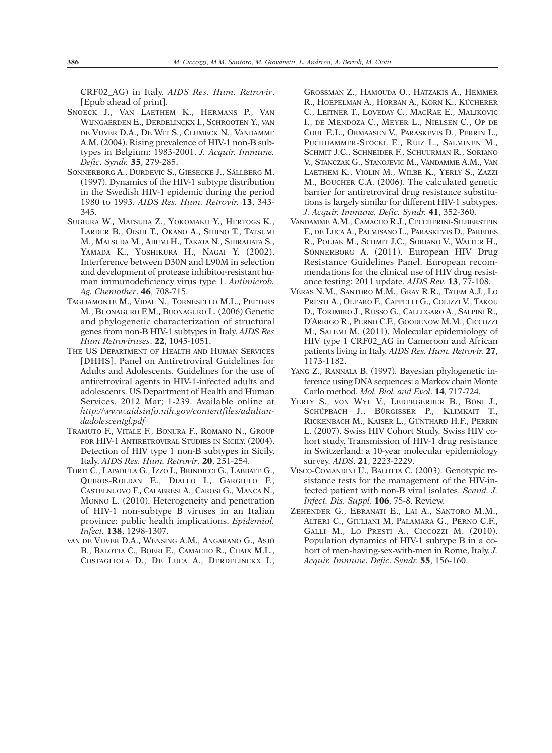CRF02_AG) in Italy. *AIDS Res. Hum. Retrovir*. [Epub ahead of print].

Snoeck J., Van Laethem K., Hermans P., Van Wijngaerden E., Derdelinckx I., Schrooten Y., van de Vijver D.A., De Wit S., Clumeck N., Vandamme A.M. (2004). Rising prevalence of HIV-1 non-B subtypes in Belgium: 1983-2001. *J. Acquir. Immune. Defic. Syndr.* **35**, 279-285.

Sonnerborg A., Durdevic S., Giesecke J., Sällberg M. (1997). Dynamics of the HIV-1 subtype distribution in the Swedish HIV-1 epidemic during the period 1980 to 1993. *AIDS Res. Hum. Retrovir.* **13**, 343-345.

Sugiura W., Matsuda Z., Yokomaku Y., Hertogs K., Larder B., Oishi T., Okano A., Shiino T., Tatsumi M., Matsuda M., Abumi H., Takata N., Shirahata S., Yamada K., Yoshikura H., Nagai Y. (2002). Interference between D30N and L90M in selection and development of protease inhibitor-resistant human immunodeficiency virus type 1. *Antimicrob. Ag. Chemother*. **46**, 708-715.

Tagliamonte M., Vidal N., Tornesello M.L., Peeters M., Buonaguro F.M., Buonaguro L. (2006) Genetic and phylogenetic characterization of structural genes from non-B HIV-1 subtypes in Italy. *AIDS Res Hum Retroviruses*. **22**, 1045-1051.

The US Department of Health and Human Services [DHHS]. Panel on Antiretroviral Guidelines for Adults and Adolescents. Guidelines for the use of antiretroviral agents in HIV-1-infected adults and adolescents. US Department of Health and Human Services. 2012 Mar; 1-239. Available online at *http://www.aidsinfo.nih.gov/contentfiles/adultandadolescentgl.pdf*

Tramuto F., Vitale F., Bonura F., Romano N., Group for HIV-1 Antiretroviral Studies in Sicily. (2004). Detection of HIV type 1 non-B subtypes in Sicily, Italy. *AIDS Res. Hum. Retrovir*. **20**, 251-254.

Torti C., Lapadula G., Izzo I., Brindicci G., Labbate G., Quiros-Roldan E., Diallo I., Gargiulo F., Castelnuovo F., Calabresi A., Carosi G., Manca N., Monno L. (2010). Heterogeneity and penetration of HIV-1 non-subtype B viruses in an Italian province: public health implications. *Epidemiol. Infect.* **138**, 1298-1307.

van de Vijver D.A., Wensing A.M., Angarano G., Asjö B., Balotta C., Boeri E., Camacho R., Chaix M.L., Costagliola D., De Luca A., Derdelinckx I., Grossman Z., Hamouda O., Hatzakis A., Hemmer R., Hoepelman A., Horban A., Korn K., Kücherer C., Leitner T., Loveday C., MacRae E., Maljkovic I., de Mendoza C., Meyer L., Nielsen C., Op de Coul E.L., Ormaasen V., Paraskevis D., Perrin L., Puchhammer-Stöckl E., Ruiz L., Salminen M., Schmit J.C., Schneider F., Schuurman R., Soriano V., Stanczak G., Stanojevic M., Vandamme A.M., Van Laethem K., Violin M., Wilbe K., Yerly S., Zazzi M., Boucher C.A. (2006). The calculated genetic barrier for antiretroviral drug resistance substitutions is largely similar for different HIV-1 subtypes. *J. Acquir. Immune. Defic. Syndr.* **41**, 352-360.

Vandamme A.M., Camacho R.J., Ceccherini-Silberstein F., de Luca A., Palmisano L., Paraskevis D., Paredes R., Poljak M., Schmit J.C., Soriano V., Walter H., Sönnerborg A. (2011). European HIV Drug Resistance Guidelines Panel. European recommendations for the clinical use of HIV drug resistance testing: 2011 update. *AIDS Rev.* **13**, 77-108.

Véras N.M., Santoro M.M., Gray R.R., Tatem A.J., Lo Presti A., Olearo F., Cappelli G., Colizzi V., Takou D., Torimiro J., Russo G., Callegaro A., Salpini R., D'Arrigo R., Perno C.F., Goodenow M.M., Ciccozzi M., Salemi M. (2011). Molecular epidemiology of HIV type 1 CRF02_AG in Cameroon and African patients living in Italy. *AIDS Res. Hum. Retrovir.* **27**, 1173-1182.

Yang Z., Rannala B. (1997). Bayesian phylogenetic inference using DNA sequences: a Markov chain Monte Carlo method. *Mol. Biol. and Evol*. **14**, 717-724.

Yerly S., von Wyl V., Ledergerber B., Böni J., Schüpbach J., Bürgisser P., Klimkait T., Rickenbach M., Kaiser L., Günthard H.F., Perrin L. (2007). Swiss HIV Cohort Study. Swiss HIV cohort study. Transmission of HIV-1 drug resistance in Switzerland: a 10-year molecular epidemiology survey. *AIDS*. **21**, 2223-2229.

Visco-Comandini U., Balotta C. (2003). Genotypic resistance tests for the management of the HIV-infected patient with non-B viral isolates. *Scand. J. Infect. Dis. Suppl*. **106**, 75-8. Review.

Zehender G., Ebranati E., Lai A., Santoro M.M., Alteri C., Giuliani M, Palamara G., Perno C.F., Galli M., Lo Presti A., Ciccozzi M. (2010). Population dynamics of HIV-1 subtype B in a cohort of men-having-sex-with-men in Rome, Italy. *J. Acquir. Immune. Defic. Syndr.* **55**, 156-160.